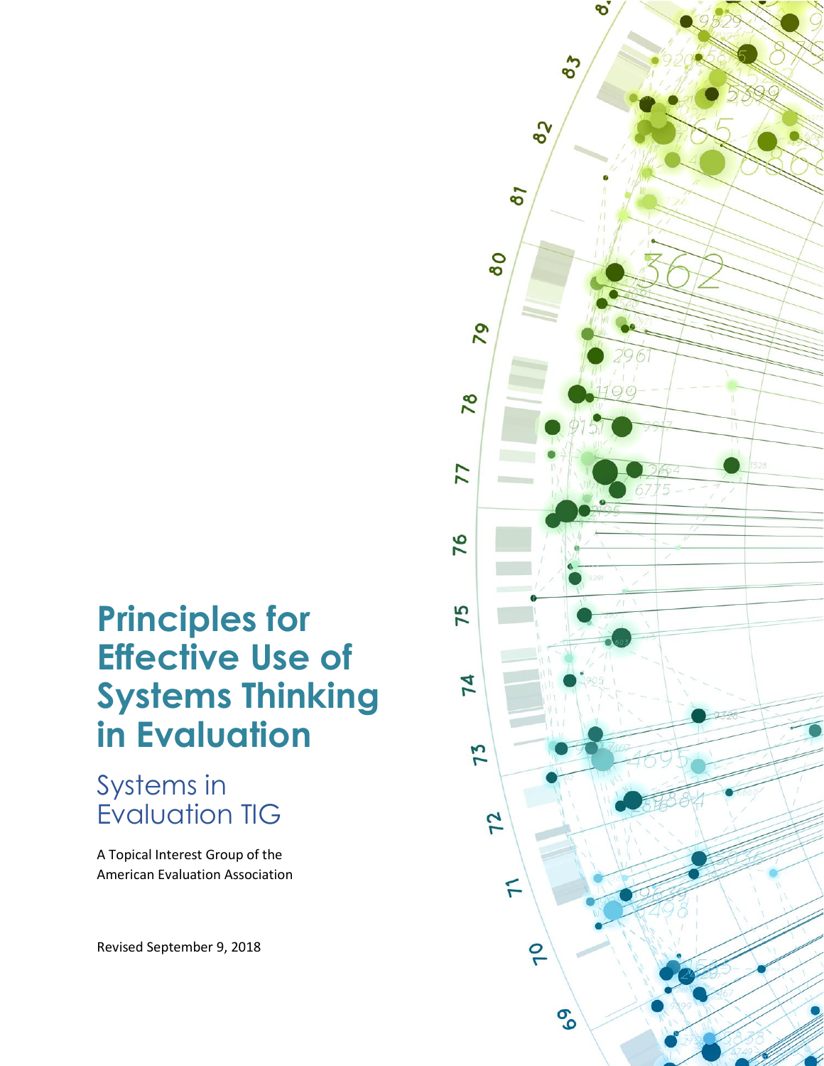# Principles for Effective Use of Systems Thinking in Evaluation

## Systems in Evaluation TIG

A Topical Interest Group of the American Evaluation Association

Revised September 9, 2018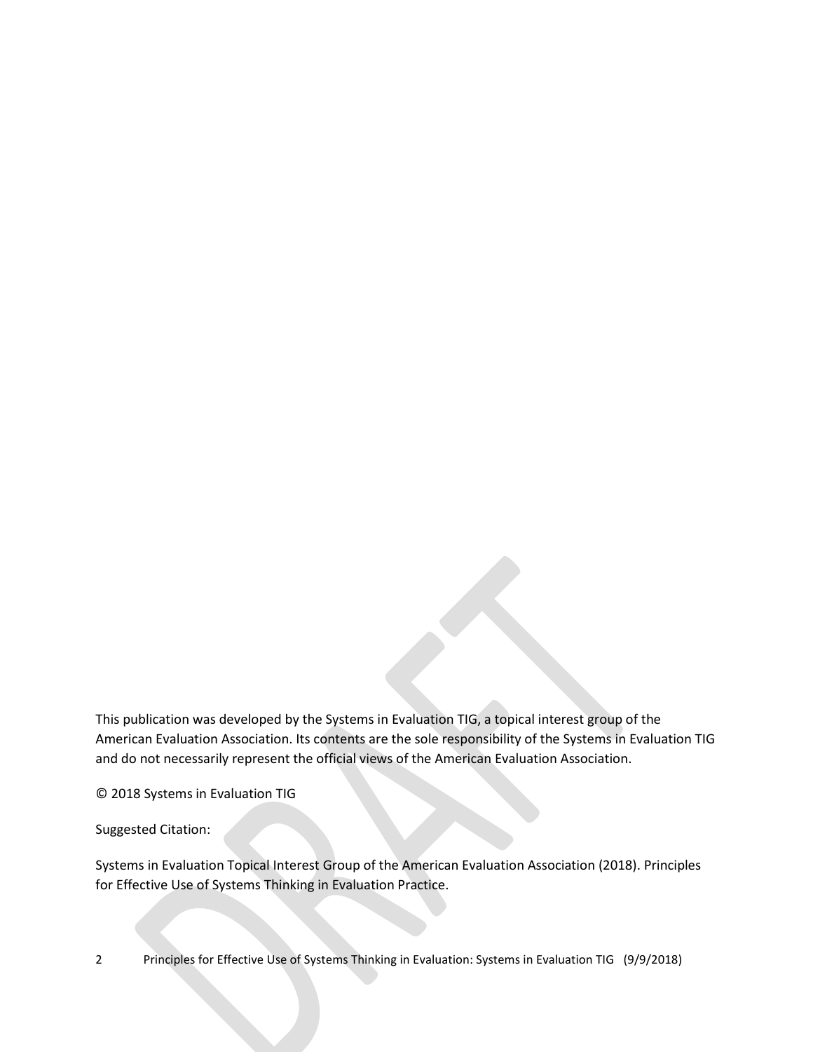This publication was developed by the Systems in Evaluation TIG, a topical interest group of the American Evaluation Association. Its contents are the sole responsibility of the Systems in Evaluation TIG and do not necessarily represent the official views of the American Evaluation Association.

© 2018 Systems in Evaluation TIG

Suggested Citation:

Systems in Evaluation Topical Interest Group of the American Evaluation Association (2018). Principles for Effective Use of Systems Thinking in Evaluation Practice.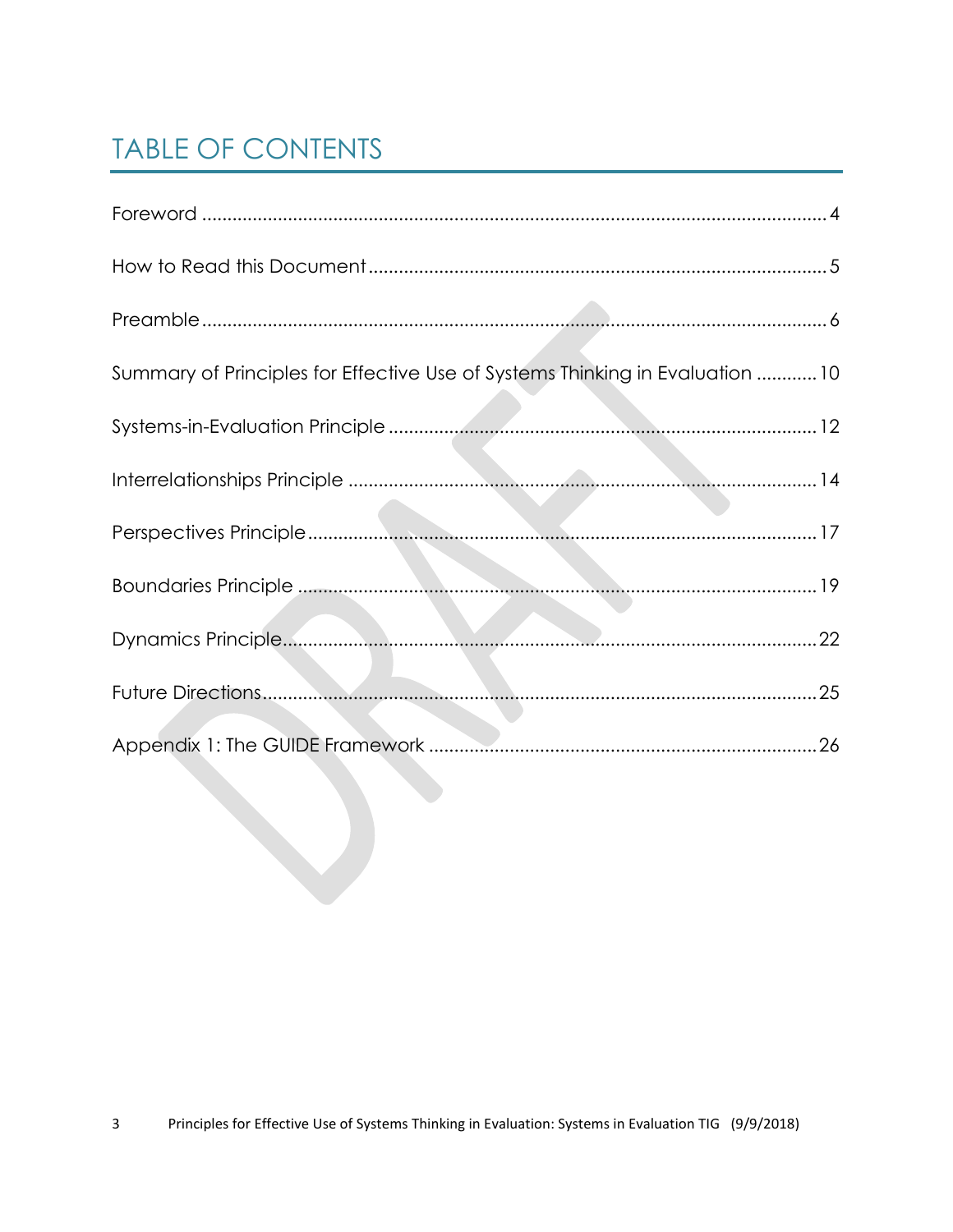# TABLE OF CONTENTS

Foreword ........................................................................................................................ 4

How to Read this Document ......................................................................................... 5

Preamble ........................................................................................................................ 6

Summary of Principles for Effective Use of Systems Thinking in Evaluation ............ 10

Systems-in-Evaluation Principle .................................................................................. 12

Interrelationships Principle .......................................................................................... 14

Perspectives Principle .................................................................................................. 17

Boundaries Principle .................................................................................................... 19

Dynamics Principle ....................................................................................................... 22

Future Directions ........................................................................................................... 25

Appendix 1: The GUIDE Framework ........................................................................... 26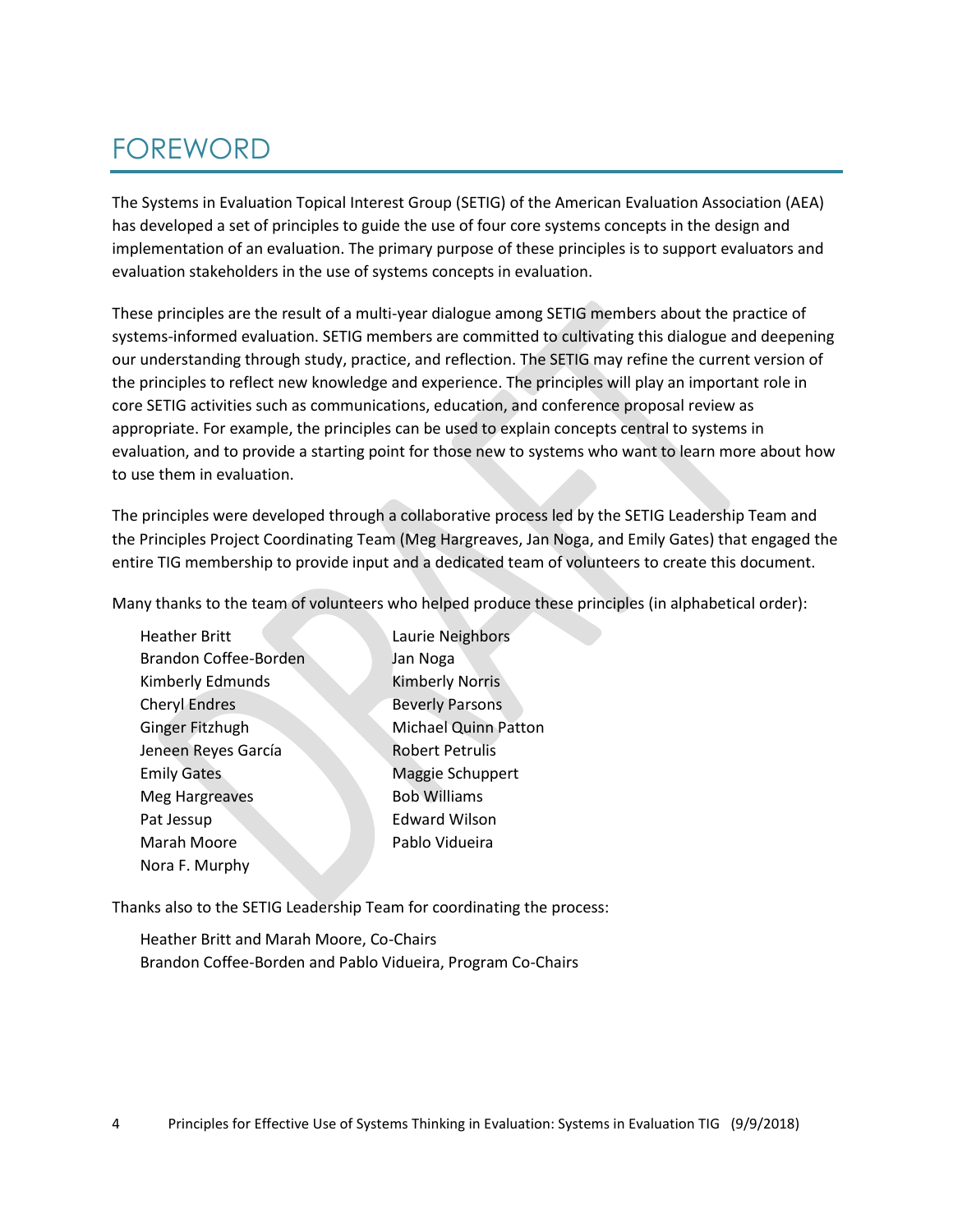# FOREWORD

The Systems in Evaluation Topical Interest Group (SETIG) of the American Evaluation Association (AEA) has developed a set of principles to guide the use of four core systems concepts in the design and implementation of an evaluation. The primary purpose of these principles is to support evaluators and evaluation stakeholders in the use of systems concepts in evaluation.

These principles are the result of a multi-year dialogue among SETIG members about the practice of systems-informed evaluation. SETIG members are committed to cultivating this dialogue and deepening our understanding through study, practice, and reflection. The SETIG may refine the current version of the principles to reflect new knowledge and experience. The principles will play an important role in core SETIG activities such as communications, education, and conference proposal review as appropriate. For example, the principles can be used to explain concepts central to systems in evaluation, and to provide a starting point for those new to systems who want to learn more about how to use them in evaluation.

The principles were developed through a collaborative process led by the SETIG Leadership Team and the Principles Project Coordinating Team (Meg Hargreaves, Jan Noga, and Emily Gates) that engaged the entire TIG membership to provide input and a dedicated team of volunteers to create this document.

Many thanks to the team of volunteers who helped produce these principles (in alphabetical order):

- Heather Britt
- Brandon Coffee-Borden
- Kimberly Edmunds
- Cheryl Endres
- Ginger Fitzhugh
- Jeneen Reyes García
- Emily Gates
- Meg Hargreaves
- Pat Jessup
- Marah Moore
- Nora F. Murphy
- Laurie Neighbors
- Jan Noga
- Kimberly Norris
- Beverly Parsons
- Michael Quinn Patton
- Robert Petrulis
- Maggie Schuppert
- Bob Williams
- Edward Wilson
- Pablo Vidueira

Thanks also to the SETIG Leadership Team for coordinating the process:

Heather Britt and Marah Moore, Co-Chairs
Brandon Coffee-Borden and Pablo Vidueira, Program Co-Chairs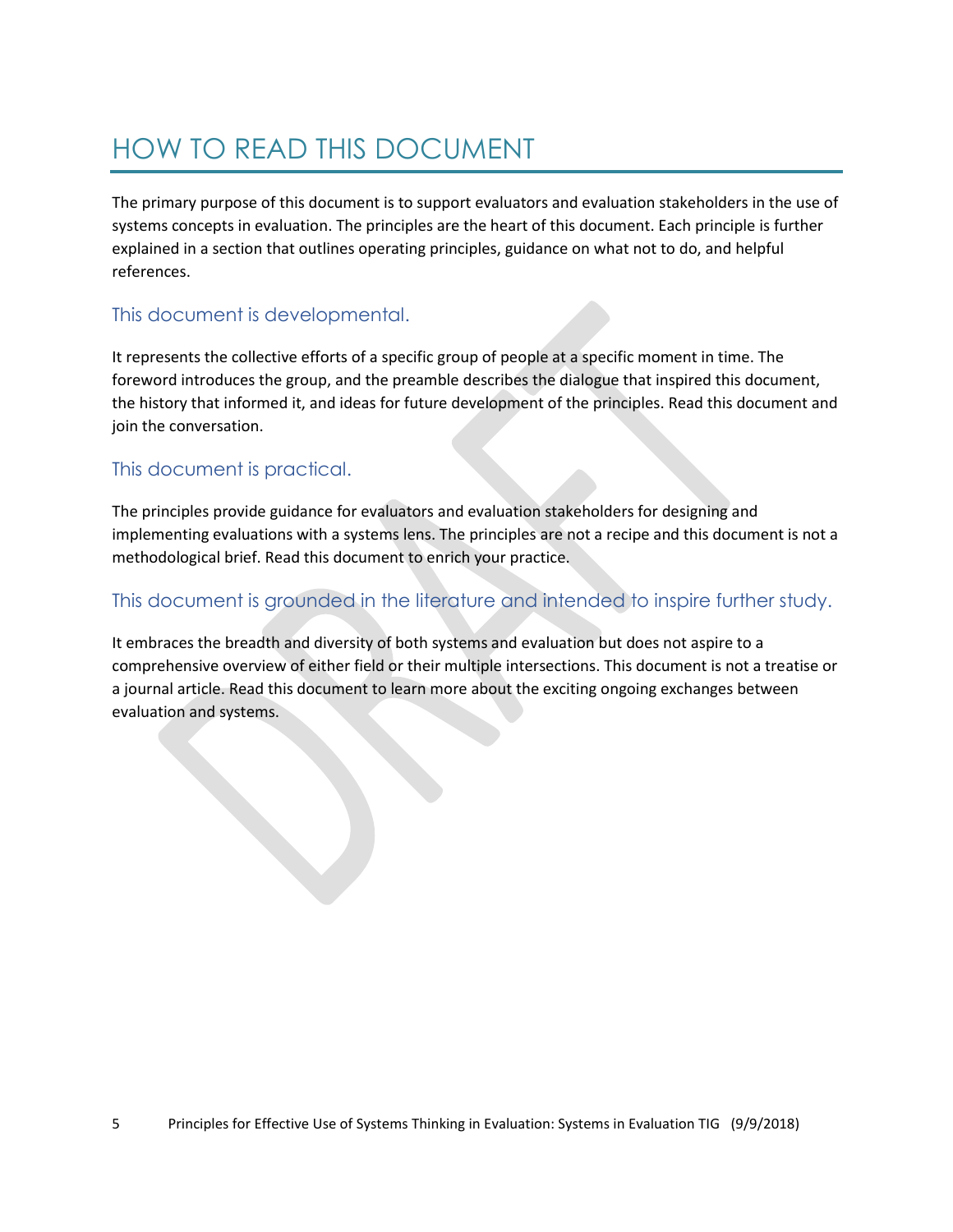# HOW TO READ THIS DOCUMENT

The primary purpose of this document is to support evaluators and evaluation stakeholders in the use of systems concepts in evaluation. The principles are the heart of this document. Each principle is further explained in a section that outlines operating principles, guidance on what not to do, and helpful references.

## This document is developmental.

It represents the collective efforts of a specific group of people at a specific moment in time. The foreword introduces the group, and the preamble describes the dialogue that inspired this document, the history that informed it, and ideas for future development of the principles. Read this document and join the conversation.

## This document is practical.

The principles provide guidance for evaluators and evaluation stakeholders for designing and implementing evaluations with a systems lens. The principles are not a recipe and this document is not a methodological brief. Read this document to enrich your practice.

## This document is grounded in the literature and intended to inspire further study.

It embraces the breadth and diversity of both systems and evaluation but does not aspire to a comprehensive overview of either field or their multiple intersections. This document is not a treatise or a journal article. Read this document to learn more about the exciting ongoing exchanges between evaluation and systems.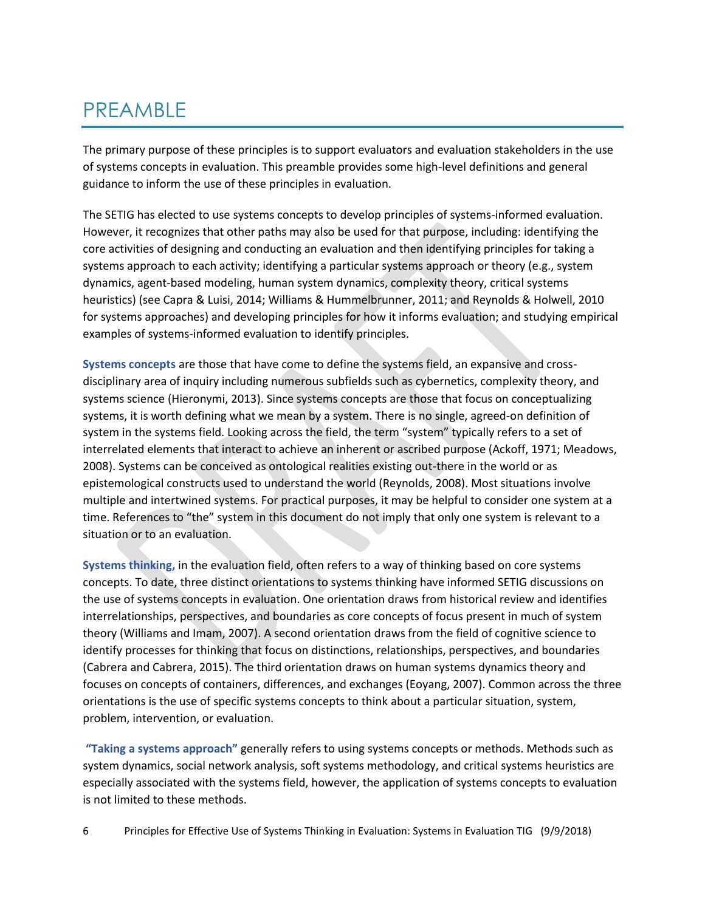# PREAMBLE

The primary purpose of these principles is to support evaluators and evaluation stakeholders in the use of systems concepts in evaluation. This preamble provides some high-level definitions and general guidance to inform the use of these principles in evaluation.

The SETIG has elected to use systems concepts to develop principles of systems-informed evaluation. However, it recognizes that other paths may also be used for that purpose, including: identifying the core activities of designing and conducting an evaluation and then identifying principles for taking a systems approach to each activity; identifying a particular systems approach or theory (e.g., system dynamics, agent-based modeling, human system dynamics, complexity theory, critical systems heuristics) (see Capra & Luisi, 2014; Williams & Hummelbrunner, 2011; and Reynolds & Holwell, 2010 for systems approaches) and developing principles for how it informs evaluation; and studying empirical examples of systems-informed evaluation to identify principles.

**Systems concepts** are those that have come to define the systems field, an expansive and cross-disciplinary area of inquiry including numerous subfields such as cybernetics, complexity theory, and systems science (Hieronymi, 2013). Since systems concepts are those that focus on conceptualizing systems, it is worth defining what we mean by a system. There is no single, agreed-on definition of system in the systems field. Looking across the field, the term "system" typically refers to a set of interrelated elements that interact to achieve an inherent or ascribed purpose (Ackoff, 1971; Meadows, 2008). Systems can be conceived as ontological realities existing out-there in the world or as epistemological constructs used to understand the world (Reynolds, 2008). Most situations involve multiple and intertwined systems. For practical purposes, it may be helpful to consider one system at a time. References to "the" system in this document do not imply that only one system is relevant to a situation or to an evaluation.

**Systems thinking,** in the evaluation field, often refers to a way of thinking based on core systems concepts. To date, three distinct orientations to systems thinking have informed SETIG discussions on the use of systems concepts in evaluation. One orientation draws from historical review and identifies interrelationships, perspectives, and boundaries as core concepts of focus present in much of system theory (Williams and Imam, 2007). A second orientation draws from the field of cognitive science to identify processes for thinking that focus on distinctions, relationships, perspectives, and boundaries (Cabrera and Cabrera, 2015). The third orientation draws on human systems dynamics theory and focuses on concepts of containers, differences, and exchanges (Eoyang, 2007). Common across the three orientations is the use of specific systems concepts to think about a particular situation, system, problem, intervention, or evaluation.

**"Taking a systems approach"** generally refers to using systems concepts or methods. Methods such as system dynamics, social network analysis, soft systems methodology, and critical systems heuristics are especially associated with the systems field, however, the application of systems concepts to evaluation is not limited to these methods.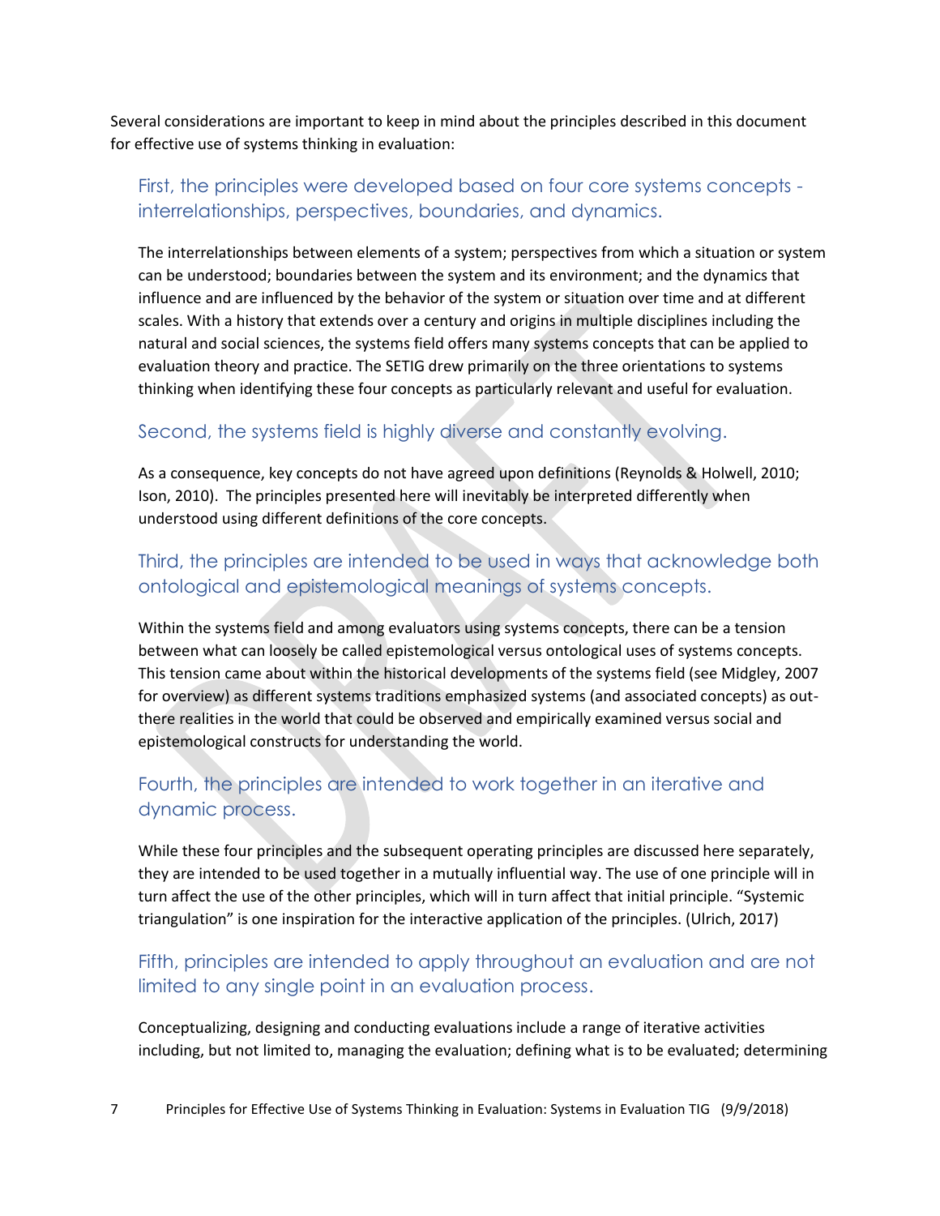Several considerations are important to keep in mind about the principles described in this document for effective use of systems thinking in evaluation:

## First, the principles were developed based on four core systems concepts - interrelationships, perspectives, boundaries, and dynamics.

The interrelationships between elements of a system; perspectives from which a situation or system can be understood; boundaries between the system and its environment; and the dynamics that influence and are influenced by the behavior of the system or situation over time and at different scales. With a history that extends over a century and origins in multiple disciplines including the natural and social sciences, the systems field offers many systems concepts that can be applied to evaluation theory and practice. The SETIG drew primarily on the three orientations to systems thinking when identifying these four concepts as particularly relevant and useful for evaluation.

## Second, the systems field is highly diverse and constantly evolving.

As a consequence, key concepts do not have agreed upon definitions (Reynolds & Holwell, 2010; Ison, 2010). The principles presented here will inevitably be interpreted differently when understood using different definitions of the core concepts.

## Third, the principles are intended to be used in ways that acknowledge both ontological and epistemological meanings of systems concepts.

Within the systems field and among evaluators using systems concepts, there can be a tension between what can loosely be called epistemological versus ontological uses of systems concepts. This tension came about within the historical developments of the systems field (see Midgley, 2007 for overview) as different systems traditions emphasized systems (and associated concepts) as out-there realities in the world that could be observed and empirically examined versus social and epistemological constructs for understanding the world.

## Fourth, the principles are intended to work together in an iterative and dynamic process.

While these four principles and the subsequent operating principles are discussed here separately, they are intended to be used together in a mutually influential way. The use of one principle will in turn affect the use of the other principles, which will in turn affect that initial principle. "Systemic triangulation" is one inspiration for the interactive application of the principles. (Ulrich, 2017)

## Fifth, principles are intended to apply throughout an evaluation and are not limited to any single point in an evaluation process.

Conceptualizing, designing and conducting evaluations include a range of iterative activities including, but not limited to, managing the evaluation; defining what is to be evaluated; determining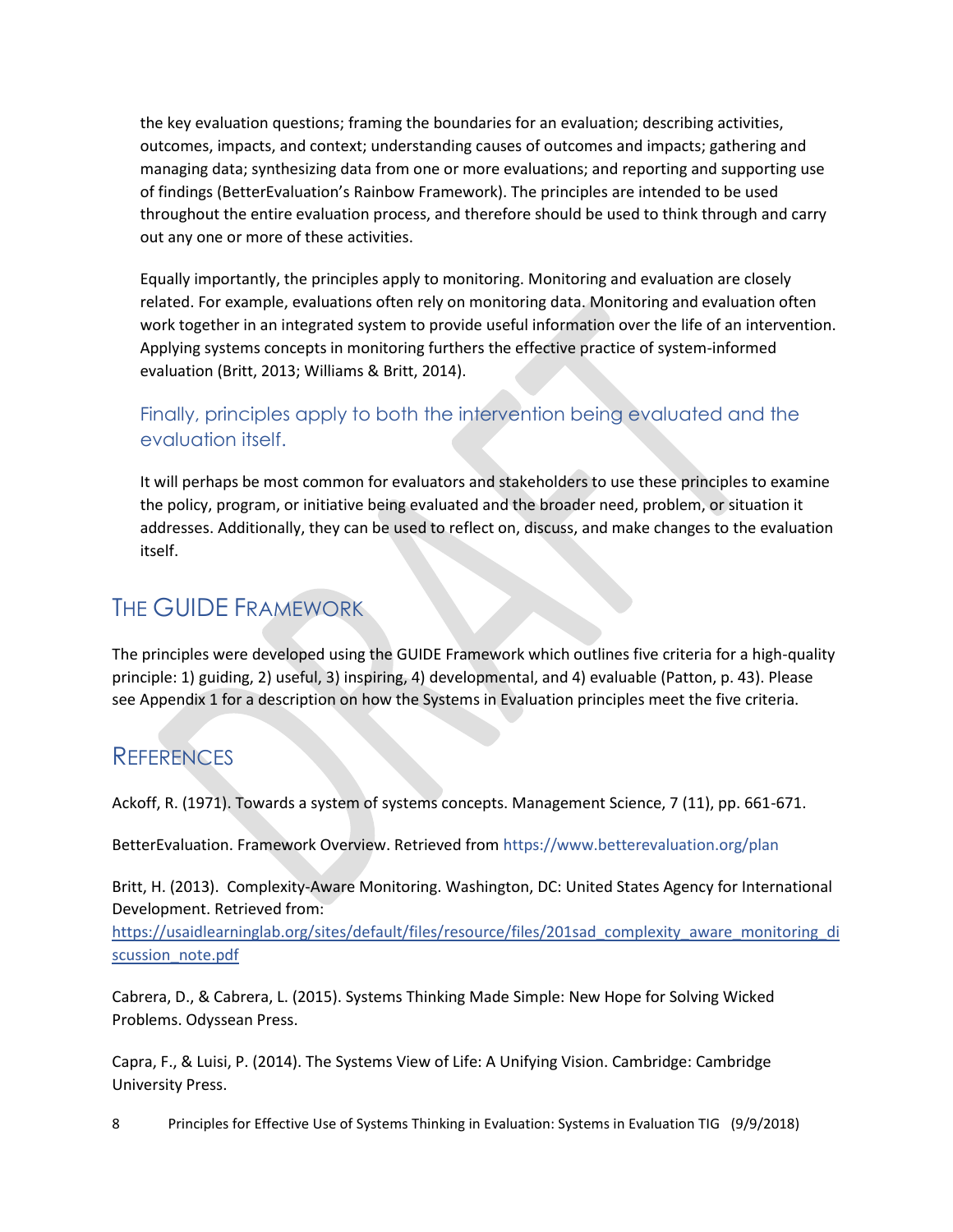the key evaluation questions; framing the boundaries for an evaluation; describing activities, outcomes, impacts, and context; understanding causes of outcomes and impacts; gathering and managing data; synthesizing data from one or more evaluations; and reporting and supporting use of findings (BetterEvaluation's Rainbow Framework). The principles are intended to be used throughout the entire evaluation process, and therefore should be used to think through and carry out any one or more of these activities.

Equally importantly, the principles apply to monitoring. Monitoring and evaluation are closely related. For example, evaluations often rely on monitoring data. Monitoring and evaluation often work together in an integrated system to provide useful information over the life of an intervention. Applying systems concepts in monitoring furthers the effective practice of system-informed evaluation (Britt, 2013; Williams & Britt, 2014).

### Finally, principles apply to both the intervention being evaluated and the evaluation itself.

It will perhaps be most common for evaluators and stakeholders to use these principles to examine the policy, program, or initiative being evaluated and the broader need, problem, or situation it addresses. Additionally, they can be used to reflect on, discuss, and make changes to the evaluation itself.

## The GUIDE Framework

The principles were developed using the GUIDE Framework which outlines five criteria for a high-quality principle: 1) guiding, 2) useful, 3) inspiring, 4) developmental, and 4) evaluable (Patton, p. 43). Please see Appendix 1 for a description on how the Systems in Evaluation principles meet the five criteria.

## References

Ackoff, R. (1971). Towards a system of systems concepts. Management Science, 7 (11), pp. 661-671.

BetterEvaluation. Framework Overview. Retrieved from https://www.betterevaluation.org/plan

Britt, H. (2013). Complexity-Aware Monitoring. Washington, DC: United States Agency for International Development. Retrieved from: https://usaidlearninglab.org/sites/default/files/resource/files/201sad_complexity_aware_monitoring_discussion_note.pdf

Cabrera, D., & Cabrera, L. (2015). Systems Thinking Made Simple: New Hope for Solving Wicked Problems. Odyssean Press.

Capra, F., & Luisi, P. (2014). The Systems View of Life: A Unifying Vision. Cambridge: Cambridge University Press.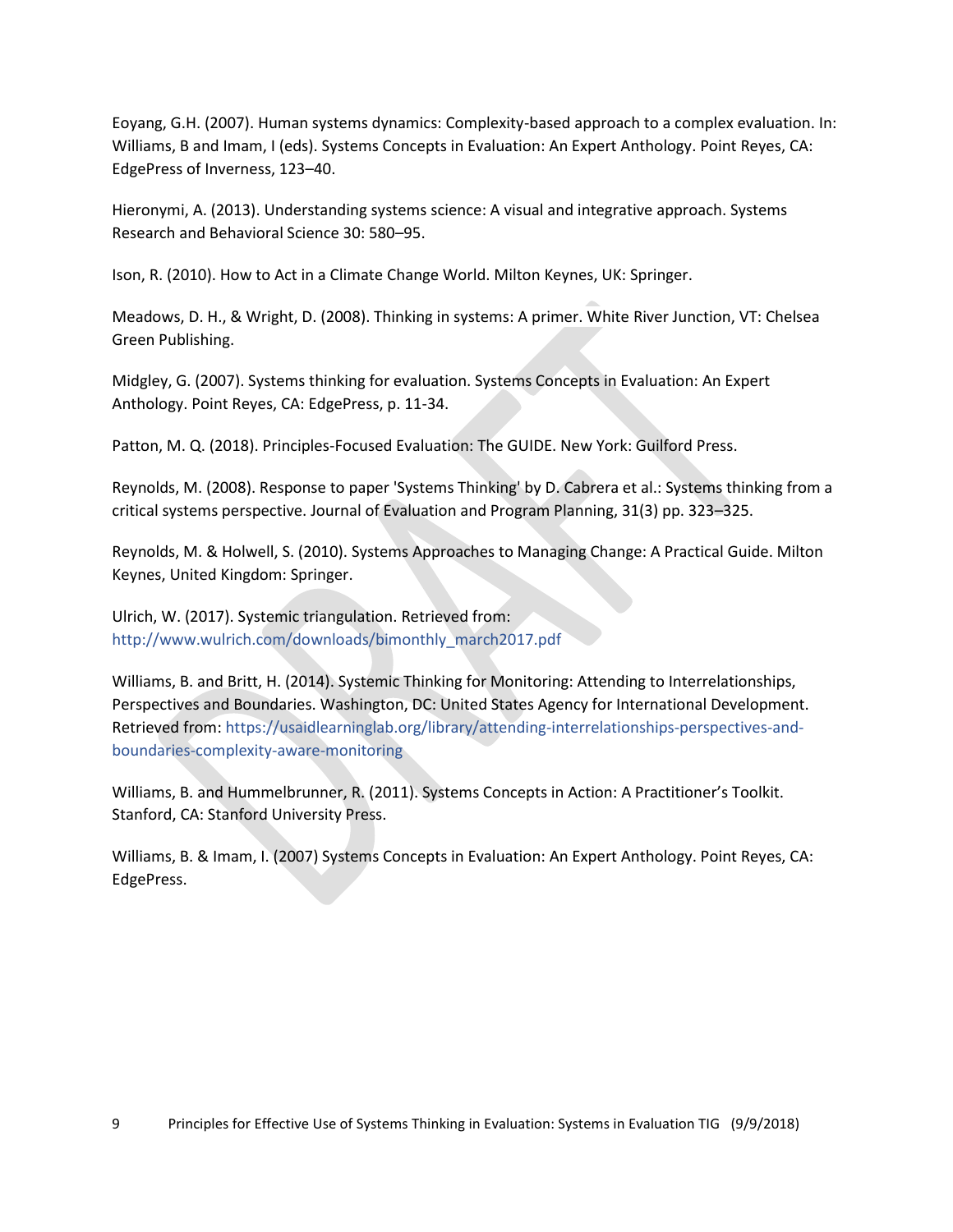Eoyang, G.H. (2007). Human systems dynamics: Complexity-based approach to a complex evaluation. In: Williams, B and Imam, I (eds). Systems Concepts in Evaluation: An Expert Anthology. Point Reyes, CA: EdgePress of Inverness, 123–40.

Hieronymi, A. (2013). Understanding systems science: A visual and integrative approach. Systems Research and Behavioral Science 30: 580–95.

Ison, R. (2010). How to Act in a Climate Change World. Milton Keynes, UK: Springer.

Meadows, D. H., & Wright, D. (2008). Thinking in systems: A primer. White River Junction, VT: Chelsea Green Publishing.

Midgley, G. (2007). Systems thinking for evaluation. Systems Concepts in Evaluation: An Expert Anthology. Point Reyes, CA: EdgePress, p. 11-34.

Patton, M. Q. (2018). Principles-Focused Evaluation: The GUIDE. New York: Guilford Press.

Reynolds, M. (2008). Response to paper 'Systems Thinking' by D. Cabrera et al.: Systems thinking from a critical systems perspective. Journal of Evaluation and Program Planning, 31(3) pp. 323–325.

Reynolds, M. & Holwell, S. (2010). Systems Approaches to Managing Change: A Practical Guide. Milton Keynes, United Kingdom: Springer.

Ulrich, W. (2017). Systemic triangulation. Retrieved from: http://www.wulrich.com/downloads/bimonthly_march2017.pdf

Williams, B. and Britt, H. (2014). Systemic Thinking for Monitoring: Attending to Interrelationships, Perspectives and Boundaries. Washington, DC: United States Agency for International Development. Retrieved from: https://usaidlearninglab.org/library/attending-interrelationships-perspectives-and-boundaries-complexity-aware-monitoring

Williams, B. and Hummelbrunner, R. (2011). Systems Concepts in Action: A Practitioner's Toolkit. Stanford, CA: Stanford University Press.

Williams, B. & Imam, I. (2007) Systems Concepts in Evaluation: An Expert Anthology. Point Reyes, CA: EdgePress.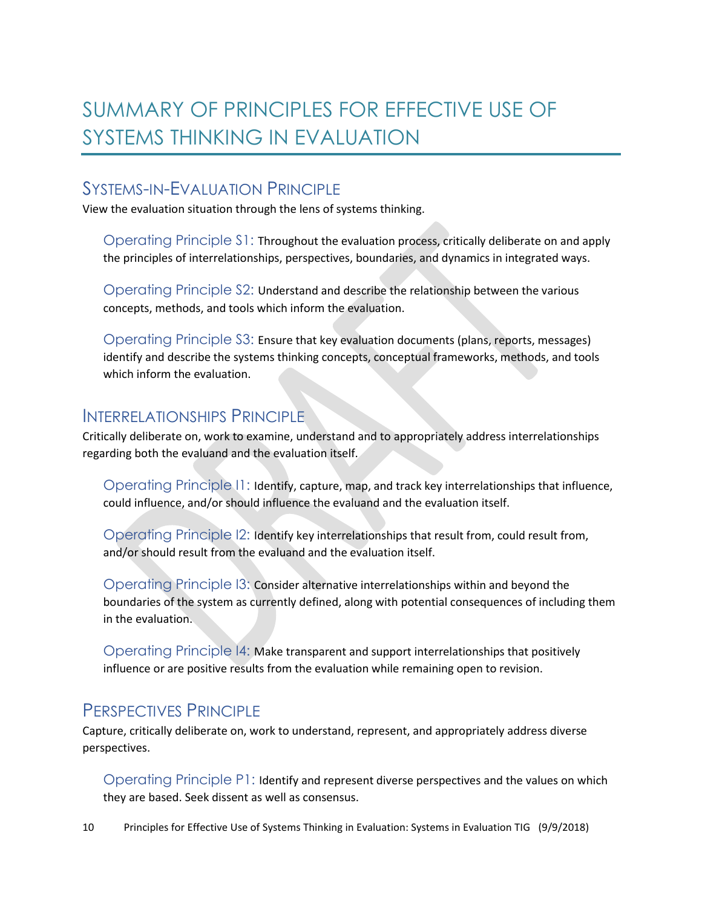# SUMMARY OF PRINCIPLES FOR EFFECTIVE USE OF SYSTEMS THINKING IN EVALUATION

## Systems-in-Evaluation Principle

View the evaluation situation through the lens of systems thinking.

Operating Principle S1: Throughout the evaluation process, critically deliberate on and apply the principles of interrelationships, perspectives, boundaries, and dynamics in integrated ways.

Operating Principle S2: Understand and describe the relationship between the various concepts, methods, and tools which inform the evaluation.

Operating Principle S3: Ensure that key evaluation documents (plans, reports, messages) identify and describe the systems thinking concepts, conceptual frameworks, methods, and tools which inform the evaluation.

## Interrelationships Principle

Critically deliberate on, work to examine, understand and to appropriately address interrelationships regarding both the evaluand and the evaluation itself.

Operating Principle I1: Identify, capture, map, and track key interrelationships that influence, could influence, and/or should influence the evaluand and the evaluation itself.

Operating Principle I2: Identify key interrelationships that result from, could result from, and/or should result from the evaluand and the evaluation itself.

Operating Principle I3: Consider alternative interrelationships within and beyond the boundaries of the system as currently defined, along with potential consequences of including them in the evaluation.

Operating Principle I4: Make transparent and support interrelationships that positively influence or are positive results from the evaluation while remaining open to revision.

## Perspectives Principle

Capture, critically deliberate on, work to understand, represent, and appropriately address diverse perspectives.

Operating Principle P1: Identify and represent diverse perspectives and the values on which they are based. Seek dissent as well as consensus.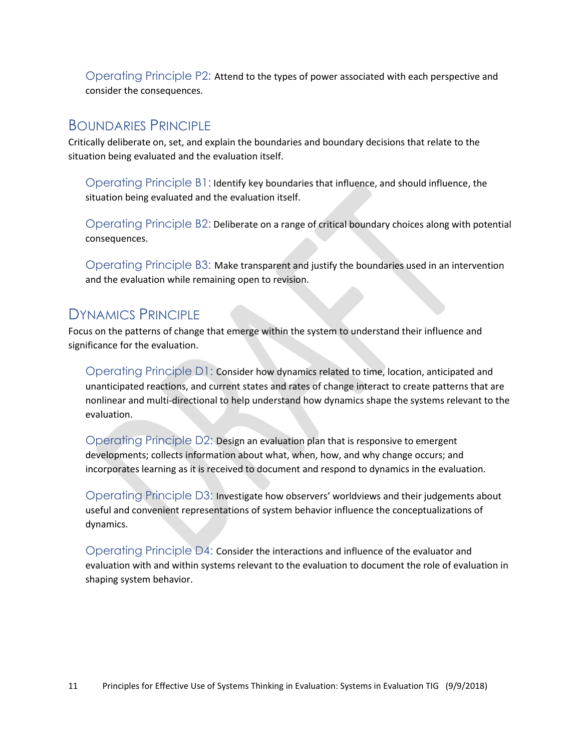Operating Principle P2: Attend to the types of power associated with each perspective and consider the consequences.

## Boundaries Principle

Critically deliberate on, set, and explain the boundaries and boundary decisions that relate to the situation being evaluated and the evaluation itself.

Operating Principle B1: Identify key boundaries that influence, and should influence, the situation being evaluated and the evaluation itself.

Operating Principle B2: Deliberate on a range of critical boundary choices along with potential consequences.

Operating Principle B3: Make transparent and justify the boundaries used in an intervention and the evaluation while remaining open to revision.

## Dynamics Principle

Focus on the patterns of change that emerge within the system to understand their influence and significance for the evaluation.

Operating Principle D1: Consider how dynamics related to time, location, anticipated and unanticipated reactions, and current states and rates of change interact to create patterns that are nonlinear and multi-directional to help understand how dynamics shape the systems relevant to the evaluation.

Operating Principle D2: Design an evaluation plan that is responsive to emergent developments; collects information about what, when, how, and why change occurs; and incorporates learning as it is received to document and respond to dynamics in the evaluation.

Operating Principle D3: Investigate how observers' worldviews and their judgements about useful and convenient representations of system behavior influence the conceptualizations of dynamics.

Operating Principle D4: Consider the interactions and influence of the evaluator and evaluation with and within systems relevant to the evaluation to document the role of evaluation in shaping system behavior.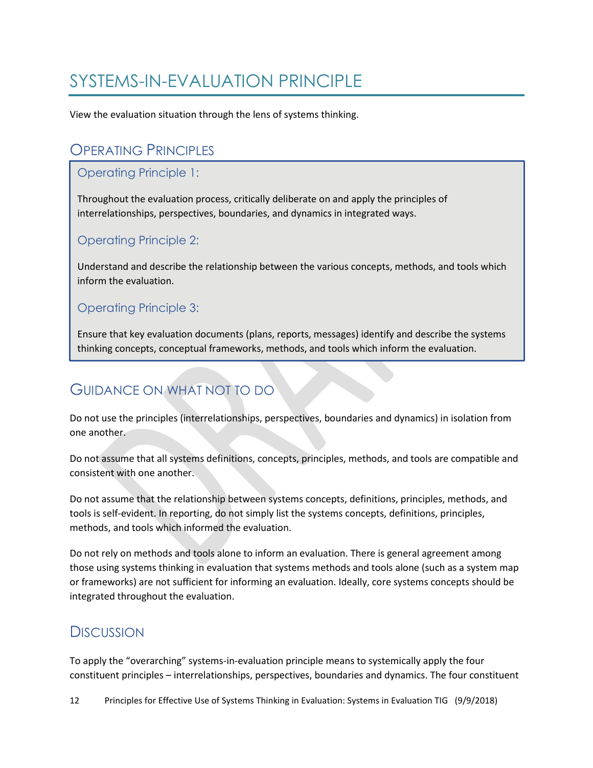# SYSTEMS-IN-EVALUATION PRINCIPLE

View the evaluation situation through the lens of systems thinking.

## Operating Principles

### Operating Principle 1:

Throughout the evaluation process, critically deliberate on and apply the principles of interrelationships, perspectives, boundaries, and dynamics in integrated ways.

### Operating Principle 2:

Understand and describe the relationship between the various concepts, methods, and tools which inform the evaluation.

### Operating Principle 3:

Ensure that key evaluation documents (plans, reports, messages) identify and describe the systems thinking concepts, conceptual frameworks, methods, and tools which inform the evaluation.

## Guidance on What Not to Do

Do not use the principles (interrelationships, perspectives, boundaries and dynamics) in isolation from one another.

Do not assume that all systems definitions, concepts, principles, methods, and tools are compatible and consistent with one another.

Do not assume that the relationship between systems concepts, definitions, principles, methods, and tools is self-evident. In reporting, do not simply list the systems concepts, definitions, principles, methods, and tools which informed the evaluation.

Do not rely on methods and tools alone to inform an evaluation. There is general agreement among those using systems thinking in evaluation that systems methods and tools alone (such as a system map or frameworks) are not sufficient for informing an evaluation. Ideally, core systems concepts should be integrated throughout the evaluation.

## Discussion

To apply the "overarching" systems-in-evaluation principle means to systemically apply the four constituent principles – interrelationships, perspectives, boundaries and dynamics. The four constituent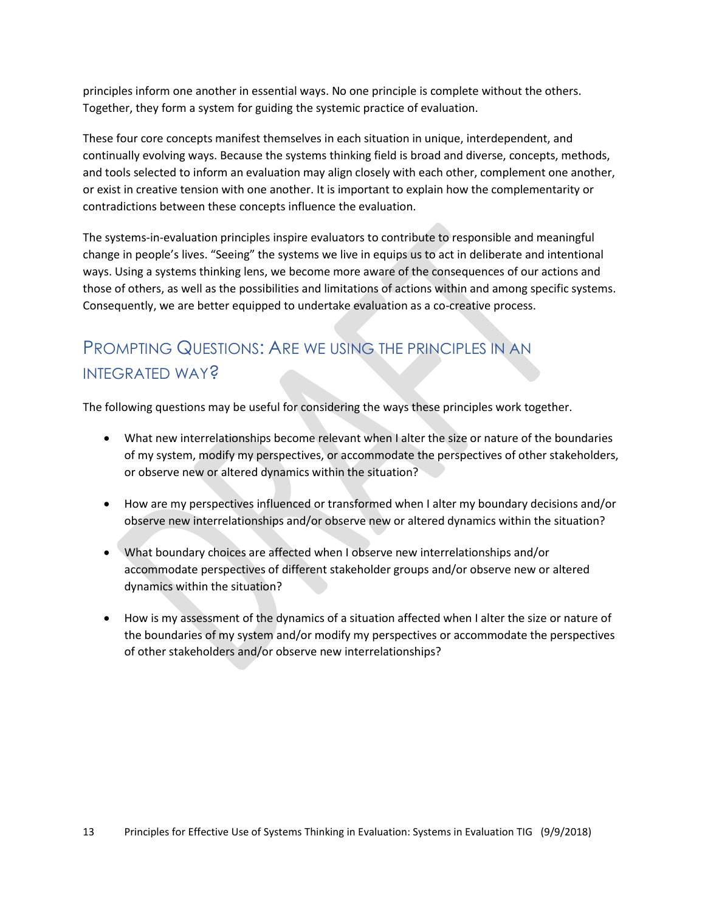principles inform one another in essential ways. No one principle is complete without the others. Together, they form a system for guiding the systemic practice of evaluation.

These four core concepts manifest themselves in each situation in unique, interdependent, and continually evolving ways. Because the systems thinking field is broad and diverse, concepts, methods, and tools selected to inform an evaluation may align closely with each other, complement one another, or exist in creative tension with one another. It is important to explain how the complementarity or contradictions between these concepts influence the evaluation.

The systems-in-evaluation principles inspire evaluators to contribute to responsible and meaningful change in people's lives. "Seeing" the systems we live in equips us to act in deliberate and intentional ways. Using a systems thinking lens, we become more aware of the consequences of our actions and those of others, as well as the possibilities and limitations of actions within and among specific systems. Consequently, we are better equipped to undertake evaluation as a co-creative process.

## Prompting Questions: Are we using the principles in an integrated way?

The following questions may be useful for considering the ways these principles work together.

- What new interrelationships become relevant when I alter the size or nature of the boundaries of my system, modify my perspectives, or accommodate the perspectives of other stakeholders, or observe new or altered dynamics within the situation?
- How are my perspectives influenced or transformed when I alter my boundary decisions and/or observe new interrelationships and/or observe new or altered dynamics within the situation?
- What boundary choices are affected when I observe new interrelationships and/or accommodate perspectives of different stakeholder groups and/or observe new or altered dynamics within the situation?
- How is my assessment of the dynamics of a situation affected when I alter the size or nature of the boundaries of my system and/or modify my perspectives or accommodate the perspectives of other stakeholders and/or observe new interrelationships?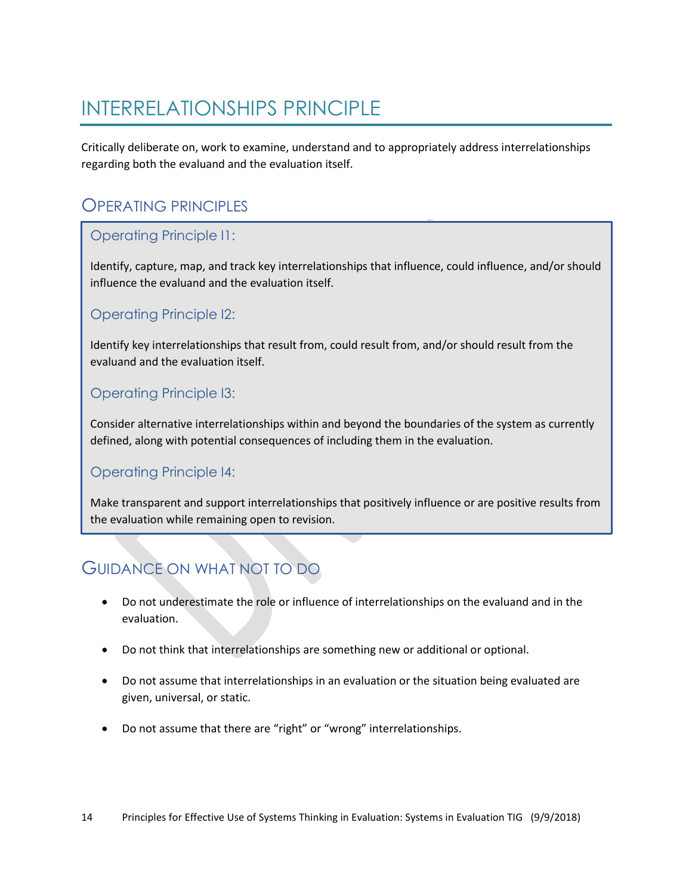# INTERRELATIONSHIPS PRINCIPLE

Critically deliberate on, work to examine, understand and to appropriately address interrelationships regarding both the evaluand and the evaluation itself.

## OPERATING PRINCIPLES

### Operating Principle I1:

Identify, capture, map, and track key interrelationships that influence, could influence, and/or should influence the evaluand and the evaluation itself.

### Operating Principle I2:

Identify key interrelationships that result from, could result from, and/or should result from the evaluand and the evaluation itself.

### Operating Principle I3:

Consider alternative interrelationships within and beyond the boundaries of the system as currently defined, along with potential consequences of including them in the evaluation.

### Operating Principle I4:

Make transparent and support interrelationships that positively influence or are positive results from the evaluation while remaining open to revision.

## GUIDANCE ON WHAT NOT TO DO

- Do not underestimate the role or influence of interrelationships on the evaluand and in the evaluation.
- Do not think that interrelationships are something new or additional or optional.
- Do not assume that interrelationships in an evaluation or the situation being evaluated are given, universal, or static.
- Do not assume that there are “right” or “wrong” interrelationships.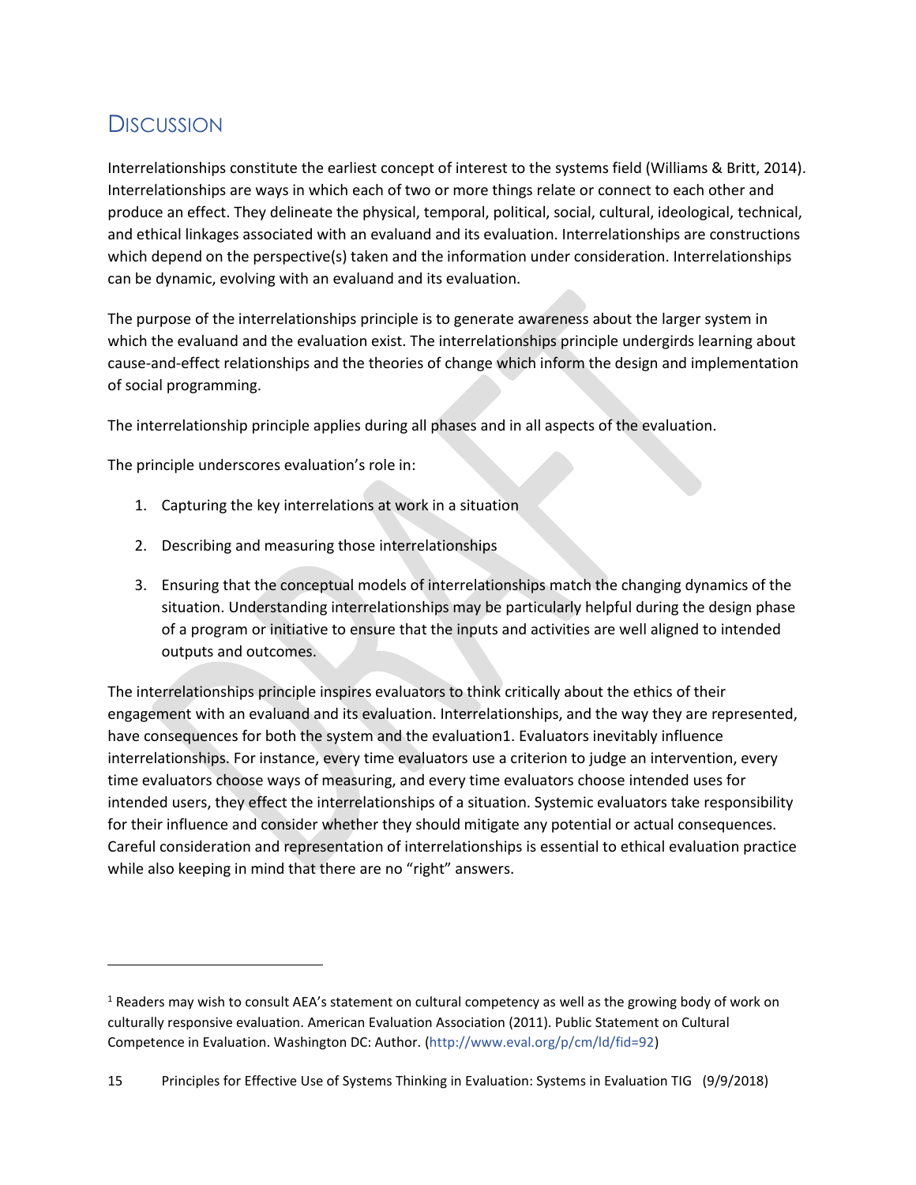## Discussion

Interrelationships constitute the earliest concept of interest to the systems field (Williams & Britt, 2014). Interrelationships are ways in which each of two or more things relate or connect to each other and produce an effect. They delineate the physical, temporal, political, social, cultural, ideological, technical, and ethical linkages associated with an evaluand and its evaluation. Interrelationships are constructions which depend on the perspective(s) taken and the information under consideration. Interrelationships can be dynamic, evolving with an evaluand and its evaluation.

The purpose of the interrelationships principle is to generate awareness about the larger system in which the evaluand and the evaluation exist. The interrelationships principle undergirds learning about cause-and-effect relationships and the theories of change which inform the design and implementation of social programming.

The interrelationship principle applies during all phases and in all aspects of the evaluation.

The principle underscores evaluation's role in:

1. Capturing the key interrelations at work in a situation
2. Describing and measuring those interrelationships
3. Ensuring that the conceptual models of interrelationships match the changing dynamics of the situation. Understanding interrelationships may be particularly helpful during the design phase of a program or initiative to ensure that the inputs and activities are well aligned to intended outputs and outcomes.

The interrelationships principle inspires evaluators to think critically about the ethics of their engagement with an evaluand and its evaluation. Interrelationships, and the way they are represented, have consequences for both the system and the evaluation1. Evaluators inevitably influence interrelationships. For instance, every time evaluators use a criterion to judge an intervention, every time evaluators choose ways of measuring, and every time evaluators choose intended uses for intended users, they effect the interrelationships of a situation. Systemic evaluators take responsibility for their influence and consider whether they should mitigate any potential or actual consequences. Careful consideration and representation of interrelationships is essential to ethical evaluation practice while also keeping in mind that there are no "right" answers.

---

[1] Readers may wish to consult AEA's statement on cultural competency as well as the growing body of work on culturally responsive evaluation. American Evaluation Association (2011). Public Statement on Cultural Competence in Evaluation. Washington DC: Author. (http://www.eval.org/p/cm/ld/fid=92)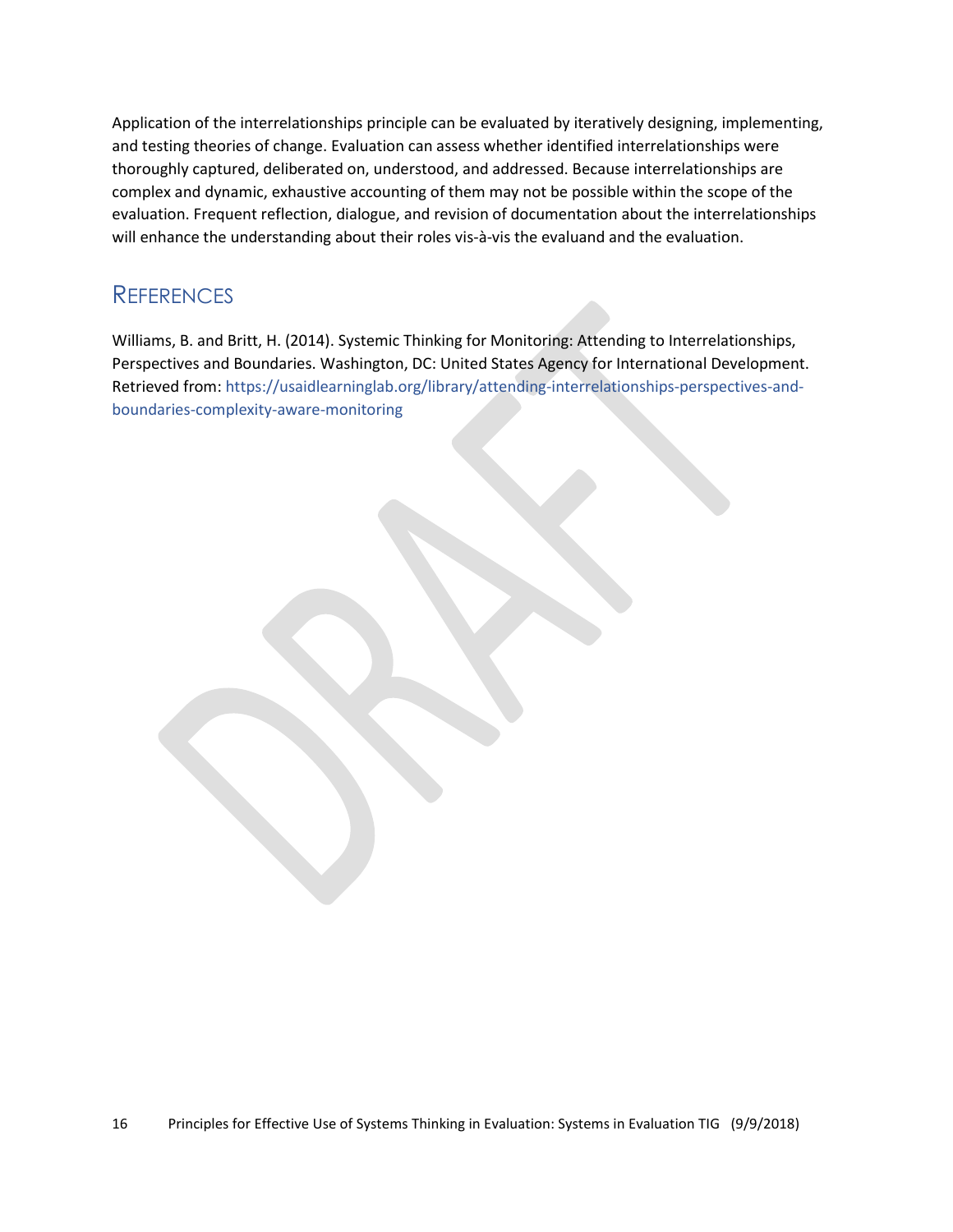Application of the interrelationships principle can be evaluated by iteratively designing, implementing, and testing theories of change. Evaluation can assess whether identified interrelationships were thoroughly captured, deliberated on, understood, and addressed. Because interrelationships are complex and dynamic, exhaustive accounting of them may not be possible within the scope of the evaluation. Frequent reflection, dialogue, and revision of documentation about the interrelationships will enhance the understanding about their roles vis-à-vis the evaluand and the evaluation.

## References

Williams, B. and Britt, H. (2014). Systemic Thinking for Monitoring: Attending to Interrelationships, Perspectives and Boundaries. Washington, DC: United States Agency for International Development. Retrieved from: https://usaidlearninglab.org/library/attending-interrelationships-perspectives-and-boundaries-complexity-aware-monitoring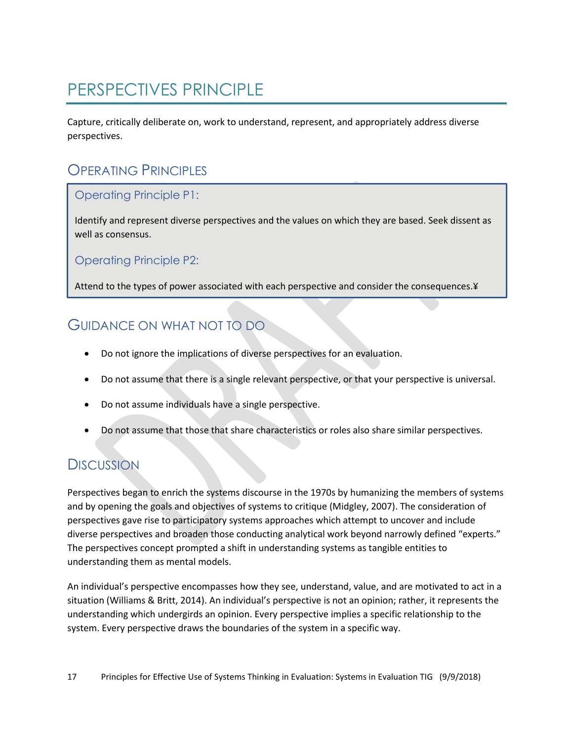# PERSPECTIVES PRINCIPLE

Capture, critically deliberate on, work to understand, represent, and appropriately address diverse perspectives.

## OPERATING PRINCIPLES

### Operating Principle P1:

Identify and represent diverse perspectives and the values on which they are based. Seek dissent as well as consensus.

### Operating Principle P2:

Attend to the types of power associated with each perspective and consider the consequences.¥

## GUIDANCE ON WHAT NOT TO DO

- Do not ignore the implications of diverse perspectives for an evaluation.
- Do not assume that there is a single relevant perspective, or that your perspective is universal.
- Do not assume individuals have a single perspective.
- Do not assume that those that share characteristics or roles also share similar perspectives.

## DISCUSSION

Perspectives began to enrich the systems discourse in the 1970s by humanizing the members of systems and by opening the goals and objectives of systems to critique (Midgley, 2007). The consideration of perspectives gave rise to participatory systems approaches which attempt to uncover and include diverse perspectives and broaden those conducting analytical work beyond narrowly defined "experts." The perspectives concept prompted a shift in understanding systems as tangible entities to understanding them as mental models.

An individual's perspective encompasses how they see, understand, value, and are motivated to act in a situation (Williams & Britt, 2014). An individual's perspective is not an opinion; rather, it represents the understanding which undergirds an opinion. Every perspective implies a specific relationship to the system. Every perspective draws the boundaries of the system in a specific way.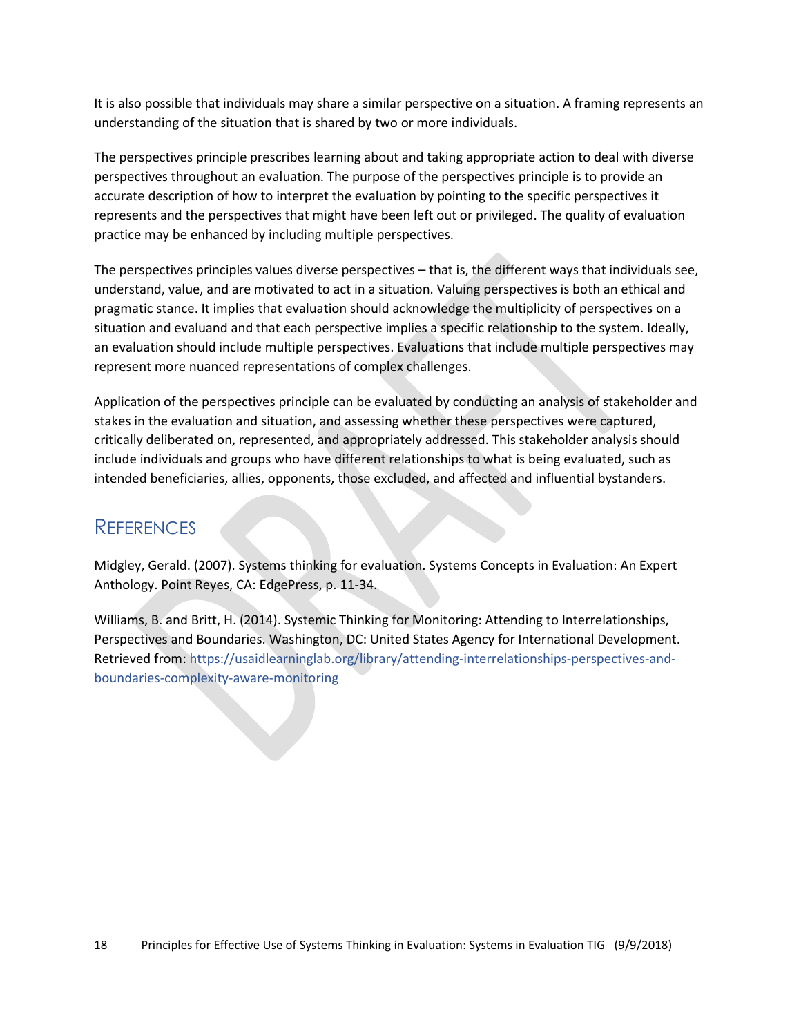It is also possible that individuals may share a similar perspective on a situation. A framing represents an understanding of the situation that is shared by two or more individuals.

The perspectives principle prescribes learning about and taking appropriate action to deal with diverse perspectives throughout an evaluation. The purpose of the perspectives principle is to provide an accurate description of how to interpret the evaluation by pointing to the specific perspectives it represents and the perspectives that might have been left out or privileged. The quality of evaluation practice may be enhanced by including multiple perspectives.

The perspectives principles values diverse perspectives – that is, the different ways that individuals see, understand, value, and are motivated to act in a situation. Valuing perspectives is both an ethical and pragmatic stance. It implies that evaluation should acknowledge the multiplicity of perspectives on a situation and evaluand and that each perspective implies a specific relationship to the system. Ideally, an evaluation should include multiple perspectives. Evaluations that include multiple perspectives may represent more nuanced representations of complex challenges.

Application of the perspectives principle can be evaluated by conducting an analysis of stakeholder and stakes in the evaluation and situation, and assessing whether these perspectives were captured, critically deliberated on, represented, and appropriately addressed. This stakeholder analysis should include individuals and groups who have different relationships to what is being evaluated, such as intended beneficiaries, allies, opponents, those excluded, and affected and influential bystanders.

## References

Midgley, Gerald. (2007). Systems thinking for evaluation. Systems Concepts in Evaluation: An Expert Anthology. Point Reyes, CA: EdgePress, p. 11-34.

Williams, B. and Britt, H. (2014). Systemic Thinking for Monitoring: Attending to Interrelationships, Perspectives and Boundaries. Washington, DC: United States Agency for International Development. Retrieved from: https://usaidlearninglab.org/library/attending-interrelationships-perspectives-and-boundaries-complexity-aware-monitoring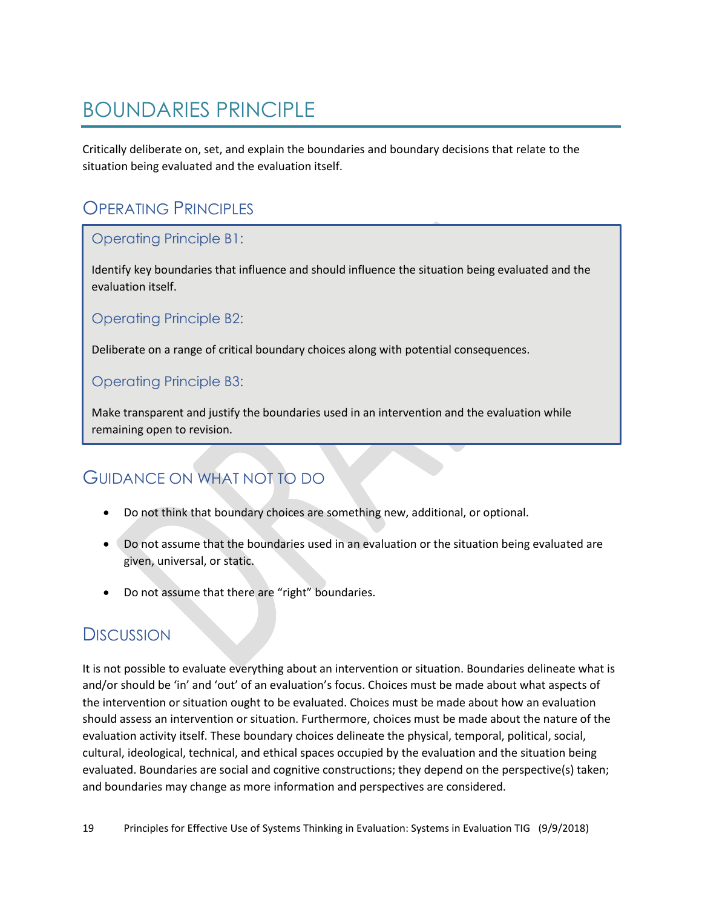# BOUNDARIES PRINCIPLE

Critically deliberate on, set, and explain the boundaries and boundary decisions that relate to the situation being evaluated and the evaluation itself.

## OPERATING PRINCIPLES

### Operating Principle B1:

Identify key boundaries that influence and should influence the situation being evaluated and the evaluation itself.

### Operating Principle B2:

Deliberate on a range of critical boundary choices along with potential consequences.

### Operating Principle B3:

Make transparent and justify the boundaries used in an intervention and the evaluation while remaining open to revision.

## GUIDANCE ON WHAT NOT TO DO

- Do not think that boundary choices are something new, additional, or optional.
- Do not assume that the boundaries used in an evaluation or the situation being evaluated are given, universal, or static.
- Do not assume that there are "right" boundaries.

## DISCUSSION

It is not possible to evaluate everything about an intervention or situation. Boundaries delineate what is and/or should be 'in' and 'out' of an evaluation's focus. Choices must be made about what aspects of the intervention or situation ought to be evaluated. Choices must be made about how an evaluation should assess an intervention or situation. Furthermore, choices must be made about the nature of the evaluation activity itself. These boundary choices delineate the physical, temporal, political, social, cultural, ideological, technical, and ethical spaces occupied by the evaluation and the situation being evaluated. Boundaries are social and cognitive constructions; they depend on the perspective(s) taken; and boundaries may change as more information and perspectives are considered.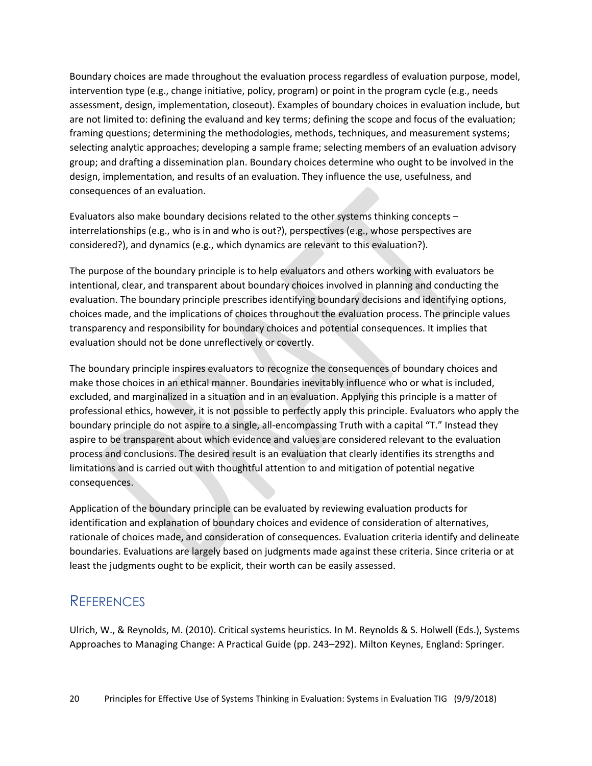Boundary choices are made throughout the evaluation process regardless of evaluation purpose, model, intervention type (e.g., change initiative, policy, program) or point in the program cycle (e.g., needs assessment, design, implementation, closeout). Examples of boundary choices in evaluation include, but are not limited to: defining the evaluand and key terms; defining the scope and focus of the evaluation; framing questions; determining the methodologies, methods, techniques, and measurement systems; selecting analytic approaches; developing a sample frame; selecting members of an evaluation advisory group; and drafting a dissemination plan. Boundary choices determine who ought to be involved in the design, implementation, and results of an evaluation. They influence the use, usefulness, and consequences of an evaluation.

Evaluators also make boundary decisions related to the other systems thinking concepts – interrelationships (e.g., who is in and who is out?), perspectives (e.g., whose perspectives are considered?), and dynamics (e.g., which dynamics are relevant to this evaluation?).

The purpose of the boundary principle is to help evaluators and others working with evaluators be intentional, clear, and transparent about boundary choices involved in planning and conducting the evaluation. The boundary principle prescribes identifying boundary decisions and identifying options, choices made, and the implications of choices throughout the evaluation process. The principle values transparency and responsibility for boundary choices and potential consequences. It implies that evaluation should not be done unreflectively or covertly.

The boundary principle inspires evaluators to recognize the consequences of boundary choices and make those choices in an ethical manner. Boundaries inevitably influence who or what is included, excluded, and marginalized in a situation and in an evaluation. Applying this principle is a matter of professional ethics, however, it is not possible to perfectly apply this principle. Evaluators who apply the boundary principle do not aspire to a single, all-encompassing Truth with a capital "T." Instead they aspire to be transparent about which evidence and values are considered relevant to the evaluation process and conclusions. The desired result is an evaluation that clearly identifies its strengths and limitations and is carried out with thoughtful attention to and mitigation of potential negative consequences.

Application of the boundary principle can be evaluated by reviewing evaluation products for identification and explanation of boundary choices and evidence of consideration of alternatives, rationale of choices made, and consideration of consequences. Evaluation criteria identify and delineate boundaries. Evaluations are largely based on judgments made against these criteria. Since criteria or at least the judgments ought to be explicit, their worth can be easily assessed.

## References

Ulrich, W., & Reynolds, M. (2010). Critical systems heuristics. In M. Reynolds & S. Holwell (Eds.), Systems Approaches to Managing Change: A Practical Guide (pp. 243–292). Milton Keynes, England: Springer.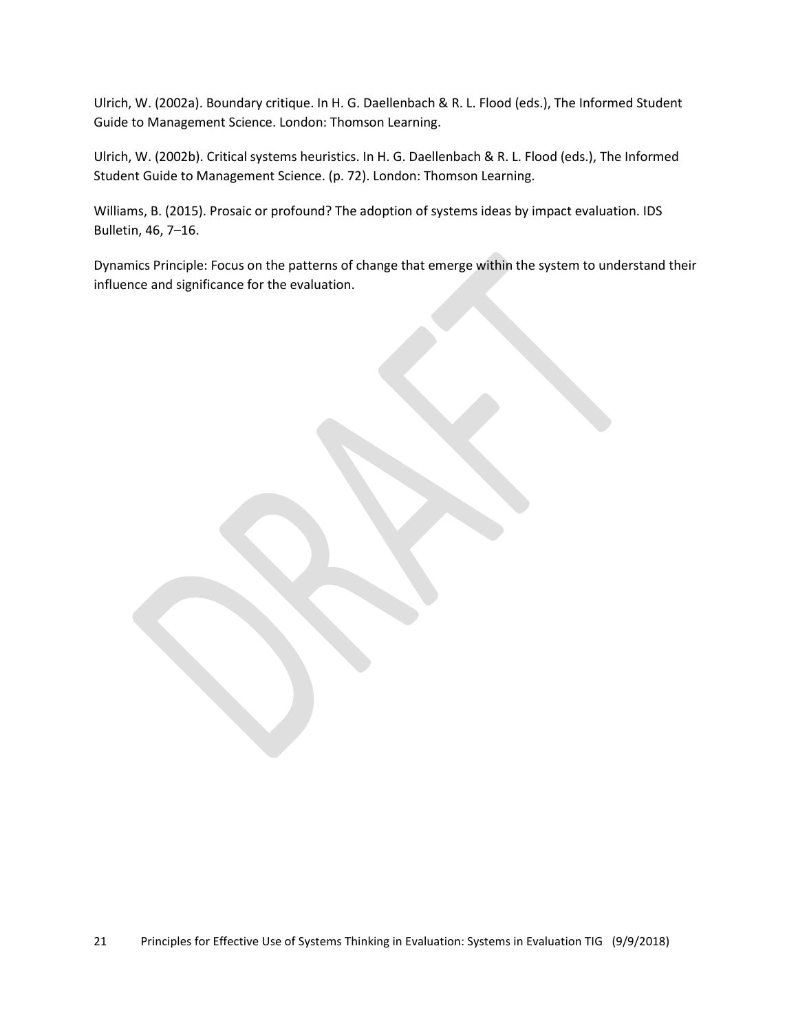Ulrich, W. (2002a). Boundary critique. In H. G. Daellenbach & R. L. Flood (eds.), The Informed Student Guide to Management Science. London: Thomson Learning.

Ulrich, W. (2002b). Critical systems heuristics. In H. G. Daellenbach & R. L. Flood (eds.), The Informed Student Guide to Management Science. (p. 72). London: Thomson Learning.

Williams, B. (2015). Prosaic or profound? The adoption of systems ideas by impact evaluation. IDS Bulletin, 46, 7–16.

Dynamics Principle: Focus on the patterns of change that emerge within the system to understand their influence and significance for the evaluation.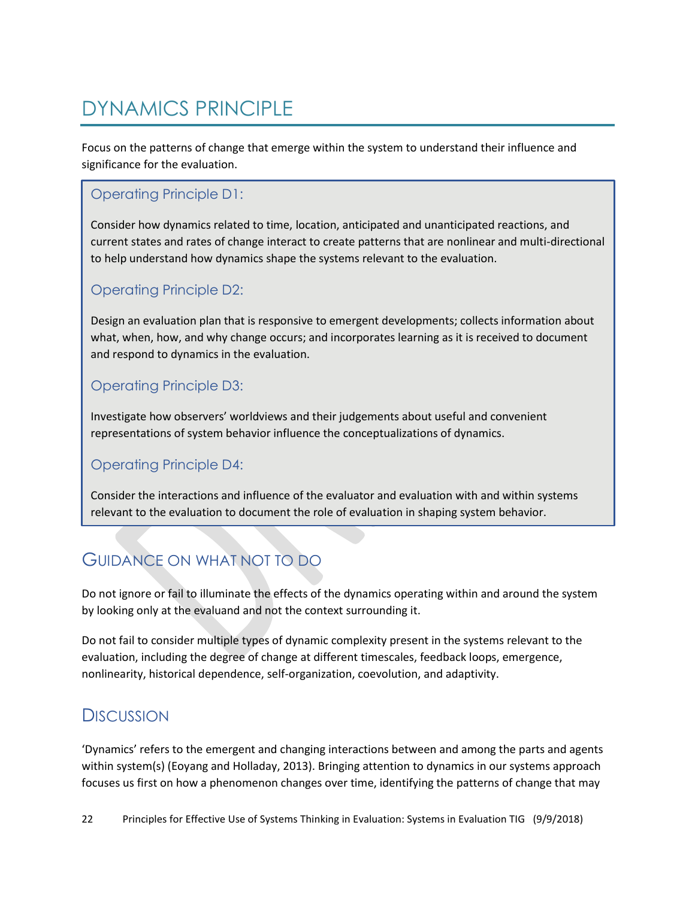# DYNAMICS PRINCIPLE

Focus on the patterns of change that emerge within the system to understand their influence and significance for the evaluation.

### Operating Principle D1:

Consider how dynamics related to time, location, anticipated and unanticipated reactions, and current states and rates of change interact to create patterns that are nonlinear and multi-directional to help understand how dynamics shape the systems relevant to the evaluation.

### Operating Principle D2:

Design an evaluation plan that is responsive to emergent developments; collects information about what, when, how, and why change occurs; and incorporates learning as it is received to document and respond to dynamics in the evaluation.

### Operating Principle D3:

Investigate how observers' worldviews and their judgements about useful and convenient representations of system behavior influence the conceptualizations of dynamics.

### Operating Principle D4:

Consider the interactions and influence of the evaluator and evaluation with and within systems relevant to the evaluation to document the role of evaluation in shaping system behavior.

## Guidance on what not to do

Do not ignore or fail to illuminate the effects of the dynamics operating within and around the system by looking only at the evaluand and not the context surrounding it.

Do not fail to consider multiple types of dynamic complexity present in the systems relevant to the evaluation, including the degree of change at different timescales, feedback loops, emergence, nonlinearity, historical dependence, self-organization, coevolution, and adaptivity.

## Discussion

'Dynamics' refers to the emergent and changing interactions between and among the parts and agents within system(s) (Eoyang and Holladay, 2013). Bringing attention to dynamics in our systems approach focuses us first on how a phenomenon changes over time, identifying the patterns of change that may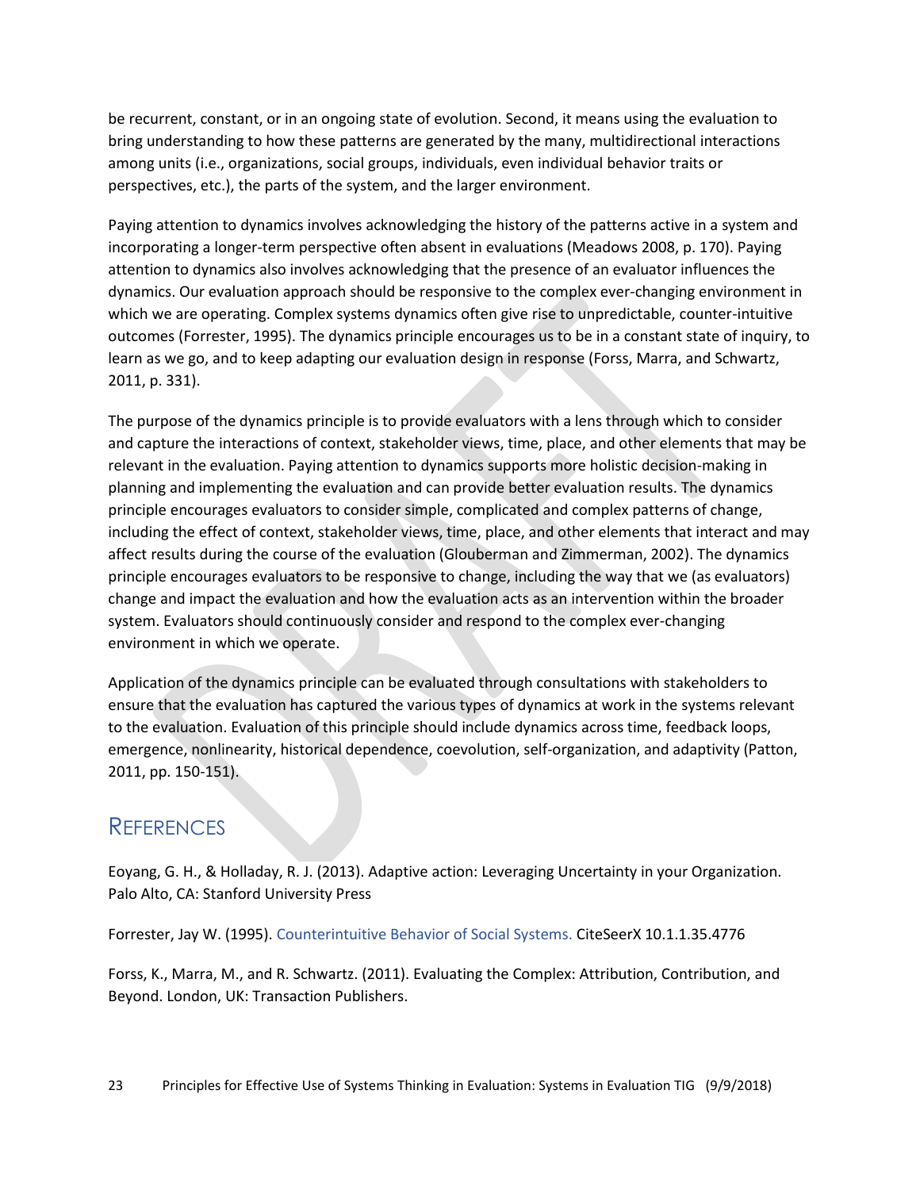be recurrent, constant, or in an ongoing state of evolution. Second, it means using the evaluation to bring understanding to how these patterns are generated by the many, multidirectional interactions among units (i.e., organizations, social groups, individuals, even individual behavior traits or perspectives, etc.), the parts of the system, and the larger environment.

Paying attention to dynamics involves acknowledging the history of the patterns active in a system and incorporating a longer-term perspective often absent in evaluations (Meadows 2008, p. 170). Paying attention to dynamics also involves acknowledging that the presence of an evaluator influences the dynamics. Our evaluation approach should be responsive to the complex ever-changing environment in which we are operating. Complex systems dynamics often give rise to unpredictable, counter-intuitive outcomes (Forrester, 1995). The dynamics principle encourages us to be in a constant state of inquiry, to learn as we go, and to keep adapting our evaluation design in response (Forss, Marra, and Schwartz, 2011, p. 331).

The purpose of the dynamics principle is to provide evaluators with a lens through which to consider and capture the interactions of context, stakeholder views, time, place, and other elements that may be relevant in the evaluation. Paying attention to dynamics supports more holistic decision-making in planning and implementing the evaluation and can provide better evaluation results. The dynamics principle encourages evaluators to consider simple, complicated and complex patterns of change, including the effect of context, stakeholder views, time, place, and other elements that interact and may affect results during the course of the evaluation (Glouberman and Zimmerman, 2002). The dynamics principle encourages evaluators to be responsive to change, including the way that we (as evaluators) change and impact the evaluation and how the evaluation acts as an intervention within the broader system. Evaluators should continuously consider and respond to the complex ever-changing environment in which we operate.

Application of the dynamics principle can be evaluated through consultations with stakeholders to ensure that the evaluation has captured the various types of dynamics at work in the systems relevant to the evaluation. Evaluation of this principle should include dynamics across time, feedback loops, emergence, nonlinearity, historical dependence, coevolution, self-organization, and adaptivity (Patton, 2011, pp. 150-151).

## References

Eoyang, G. H., & Holladay, R. J. (2013). Adaptive action: Leveraging Uncertainty in your Organization. Palo Alto, CA: Stanford University Press

Forrester, Jay W. (1995). Counterintuitive Behavior of Social Systems. CiteSeerX 10.1.1.35.4776

Forss, K., Marra, M., and R. Schwartz. (2011). Evaluating the Complex: Attribution, Contribution, and Beyond. London, UK: Transaction Publishers.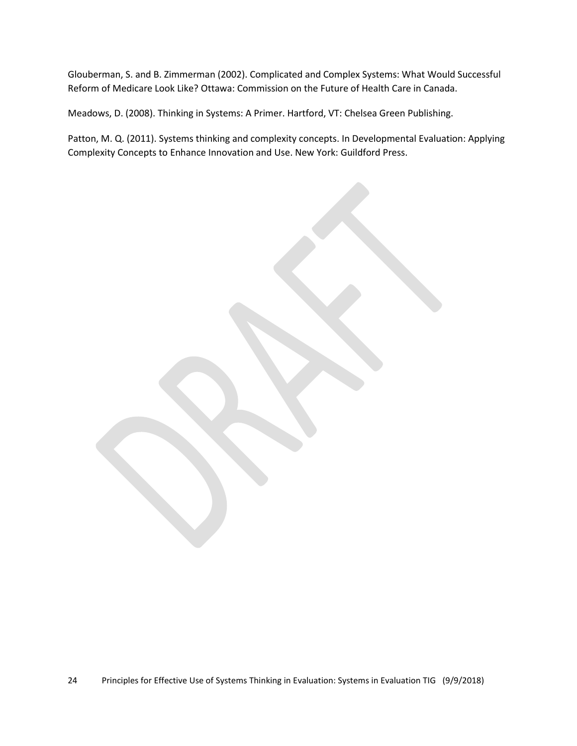Glouberman, S. and B. Zimmerman (2002). Complicated and Complex Systems: What Would Successful Reform of Medicare Look Like? Ottawa: Commission on the Future of Health Care in Canada.

Meadows, D. (2008). Thinking in Systems: A Primer. Hartford, VT: Chelsea Green Publishing.

Patton, M. Q. (2011). Systems thinking and complexity concepts. In Developmental Evaluation: Applying Complexity Concepts to Enhance Innovation and Use. New York: Guildford Press.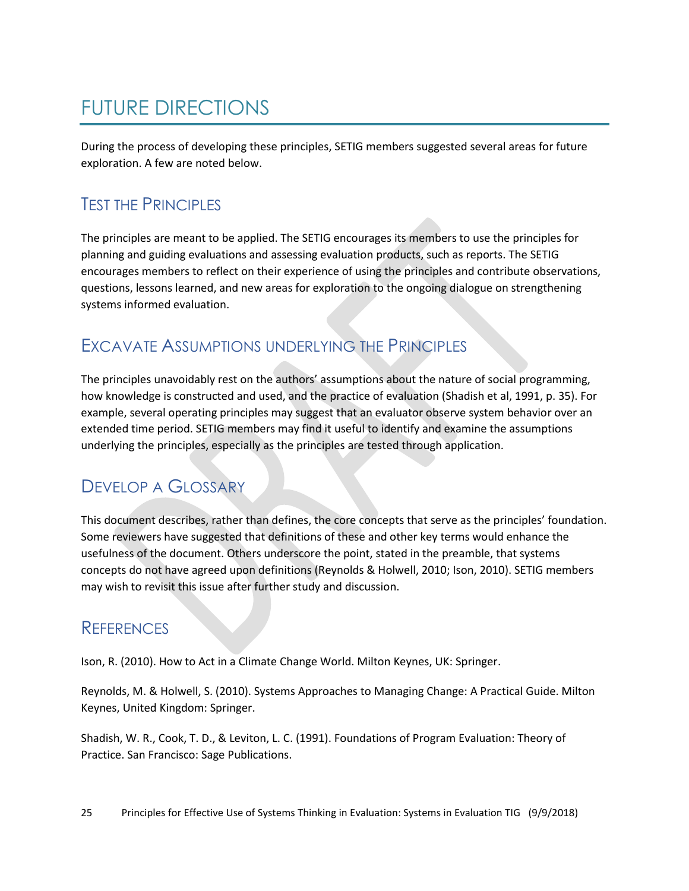# FUTURE DIRECTIONS

During the process of developing these principles, SETIG members suggested several areas for future exploration. A few are noted below.

## TEST THE PRINCIPLES

The principles are meant to be applied. The SETIG encourages its members to use the principles for planning and guiding evaluations and assessing evaluation products, such as reports. The SETIG encourages members to reflect on their experience of using the principles and contribute observations, questions, lessons learned, and new areas for exploration to the ongoing dialogue on strengthening systems informed evaluation.

## EXCAVATE ASSUMPTIONS UNDERLYING THE PRINCIPLES

The principles unavoidably rest on the authors' assumptions about the nature of social programming, how knowledge is constructed and used, and the practice of evaluation (Shadish et al, 1991, p. 35). For example, several operating principles may suggest that an evaluator observe system behavior over an extended time period. SETIG members may find it useful to identify and examine the assumptions underlying the principles, especially as the principles are tested through application.

## DEVELOP A GLOSSARY

This document describes, rather than defines, the core concepts that serve as the principles' foundation. Some reviewers have suggested that definitions of these and other key terms would enhance the usefulness of the document. Others underscore the point, stated in the preamble, that systems concepts do not have agreed upon definitions (Reynolds & Holwell, 2010; Ison, 2010). SETIG members may wish to revisit this issue after further study and discussion.

## REFERENCES

Ison, R. (2010). How to Act in a Climate Change World. Milton Keynes, UK: Springer.

Reynolds, M. & Holwell, S. (2010). Systems Approaches to Managing Change: A Practical Guide. Milton Keynes, United Kingdom: Springer.

Shadish, W. R., Cook, T. D., & Leviton, L. C. (1991). Foundations of Program Evaluation: Theory of Practice. San Francisco: Sage Publications.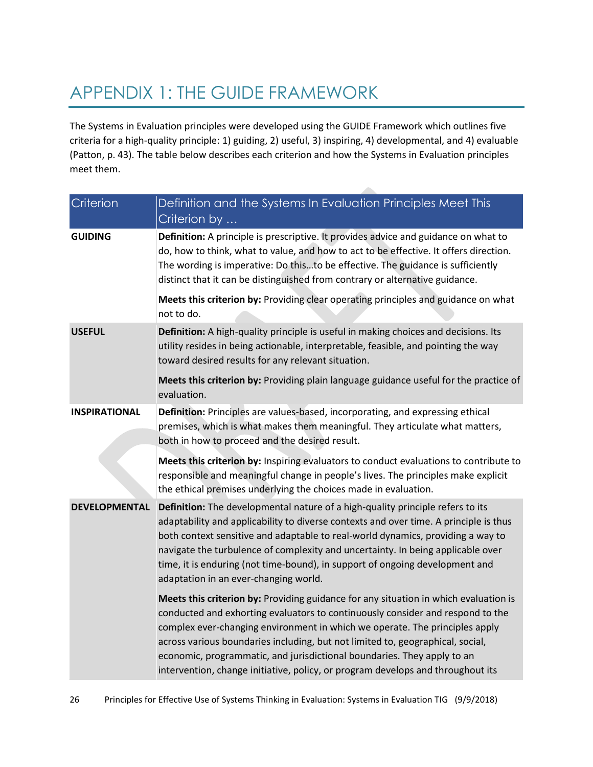# APPENDIX 1: THE GUIDE FRAMEWORK

The Systems in Evaluation principles were developed using the GUIDE Framework which outlines five criteria for a high-quality principle: 1) guiding, 2) useful, 3) inspiring, 4) developmental, and 4) evaluable (Patton, p. 43). The table below describes each criterion and how the Systems in Evaluation principles meet them.

| Criterion | Definition and the Systems In Evaluation Principles Meet This Criterion by … |
|---|---|
| **GUIDING** | **Definition:** A principle is prescriptive. It provides advice and guidance on what to do, how to think, what to value, and how to act to be effective. It offers direction. The wording is imperative: Do this…to be effective. The guidance is sufficiently distinct that it can be distinguished from contrary or alternative guidance.<br><br>**Meets this criterion by:** Providing clear operating principles and guidance on what not to do. |
| **USEFUL** | **Definition:** A high-quality principle is useful in making choices and decisions. Its utility resides in being actionable, interpretable, feasible, and pointing the way toward desired results for any relevant situation.<br><br>**Meets this criterion by:** Providing plain language guidance useful for the practice of evaluation. |
| **INSPIRATIONAL** | **Definition:** Principles are values-based, incorporating, and expressing ethical premises, which is what makes them meaningful. They articulate what matters, both in how to proceed and the desired result.<br><br>**Meets this criterion by:** Inspiring evaluators to conduct evaluations to contribute to responsible and meaningful change in people's lives. The principles make explicit the ethical premises underlying the choices made in evaluation. |
| **DEVELOPMENTAL** | **Definition:** The developmental nature of a high-quality principle refers to its adaptability and applicability to diverse contexts and over time. A principle is thus both context sensitive and adaptable to real-world dynamics, providing a way to navigate the turbulence of complexity and uncertainty. In being applicable over time, it is enduring (not time-bound), in support of ongoing development and adaptation in an ever-changing world.<br><br>**Meets this criterion by:** Providing guidance for any situation in which evaluation is conducted and exhorting evaluators to continuously consider and respond to the complex ever-changing environment in which we operate. The principles apply across various boundaries including, but not limited to, geographical, social, economic, programmatic, and jurisdictional boundaries. They apply to an intervention, change initiative, policy, or program develops and throughout its |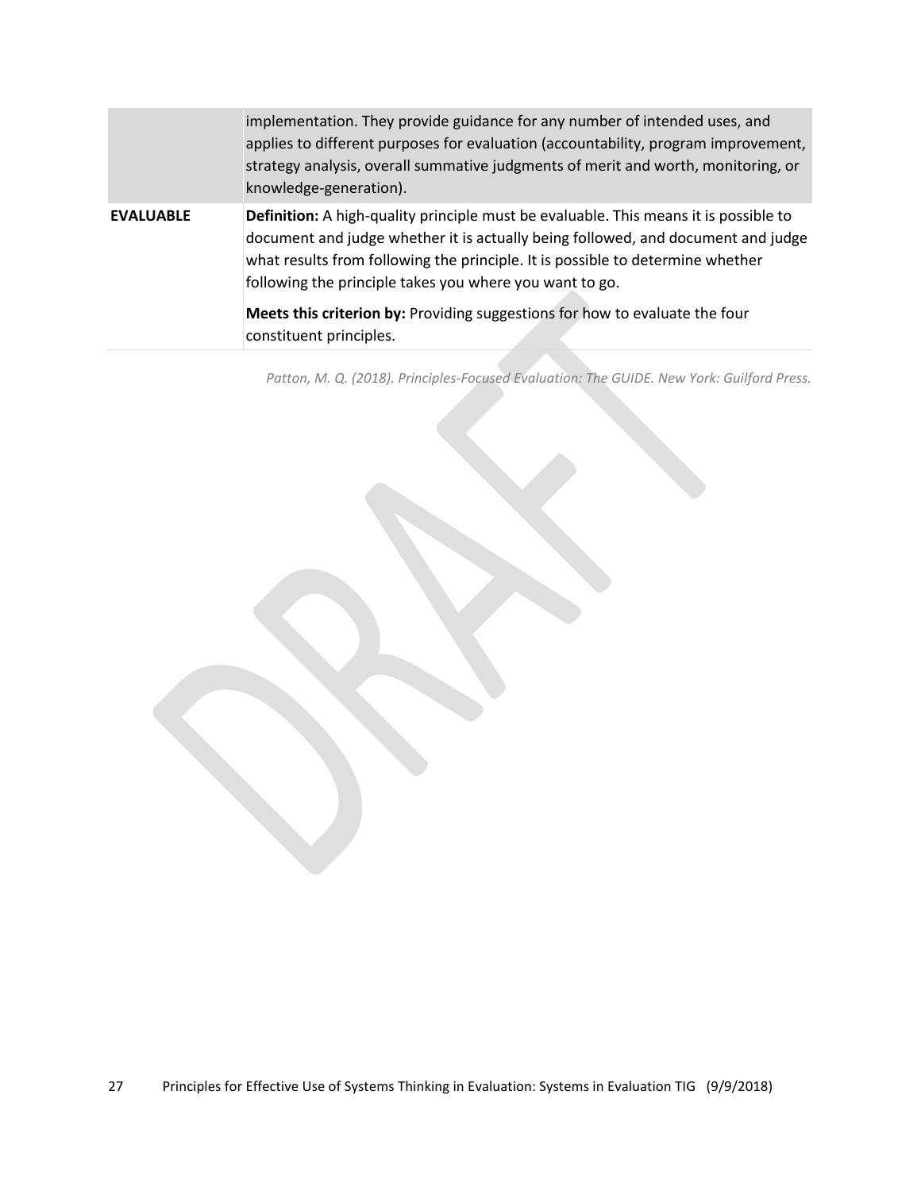| | |
|---|---|
| | implementation. They provide guidance for any number of intended uses, and applies to different purposes for evaluation (accountability, program improvement, strategy analysis, overall summative judgments of merit and worth, monitoring, or knowledge-generation). |
| **EVALUABLE** | **Definition:** A high-quality principle must be evaluable. This means it is possible to document and judge whether it is actually being followed, and document and judge what results from following the principle. It is possible to determine whether following the principle takes you where you want to go.<br><br>**Meets this criterion by:** Providing suggestions for how to evaluate the four constituent principles. |

*Patton, M. Q. (2018). Principles-Focused Evaluation: The GUIDE. New York: Guilford Press.*